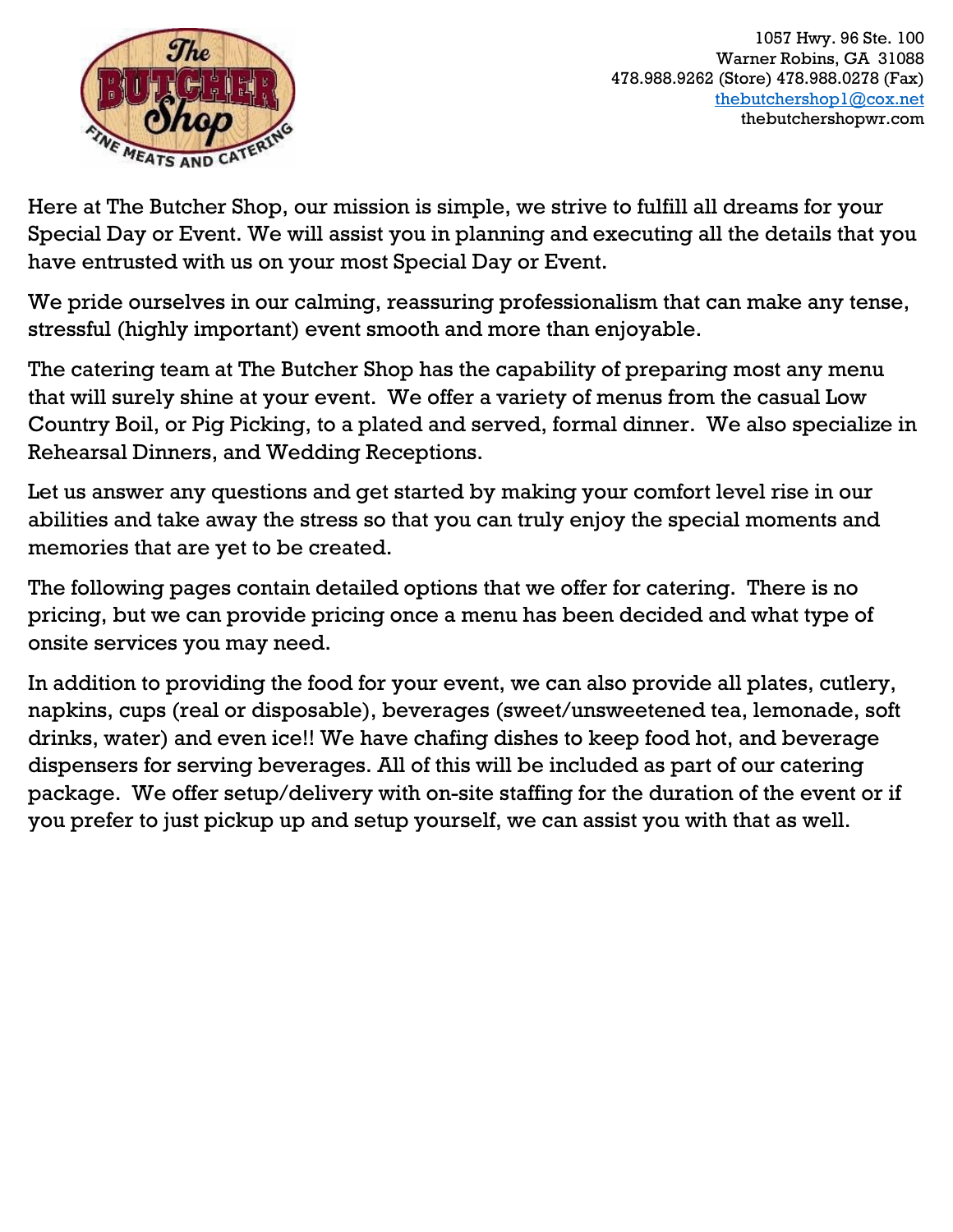1057 Hwy. 96 Ste. 100
Warner Robins, GA 31088
478.988.9262 (Store) 478.988.0278 (Fax)
thebutchershop1@cox.net
thebutchershopwr.com

Here at The Butcher Shop, our mission is simple, we strive to fulfill all dreams for your Special Day or Event. We will assist you in planning and executing all the details that you have entrusted with us on your most Special Day or Event.

We pride ourselves in our calming, reassuring professionalism that can make any tense, stressful (highly important) event smooth and more than enjoyable.

The catering team at The Butcher Shop has the capability of preparing most any menu that will surely shine at your event. We offer a variety of menus from the casual Low Country Boil, or Pig Picking, to a plated and served, formal dinner. We also specialize in Rehearsal Dinners, and Wedding Receptions.

Let us answer any questions and get started by making your comfort level rise in our abilities and take away the stress so that you can truly enjoy the special moments and memories that are yet to be created.

The following pages contain detailed options that we offer for catering. There is no pricing, but we can provide pricing once a menu has been decided and what type of onsite services you may need.

In addition to providing the food for your event, we can also provide all plates, cutlery, napkins, cups (real or disposable), beverages (sweet/unsweetened tea, lemonade, soft drinks, water) and even ice!! We have chafing dishes to keep food hot, and beverage dispensers for serving beverages. All of this will be included as part of our catering package. We offer setup/delivery with on-site staffing for the duration of the event or if you prefer to just pickup up and setup yourself, we can assist you with that as well.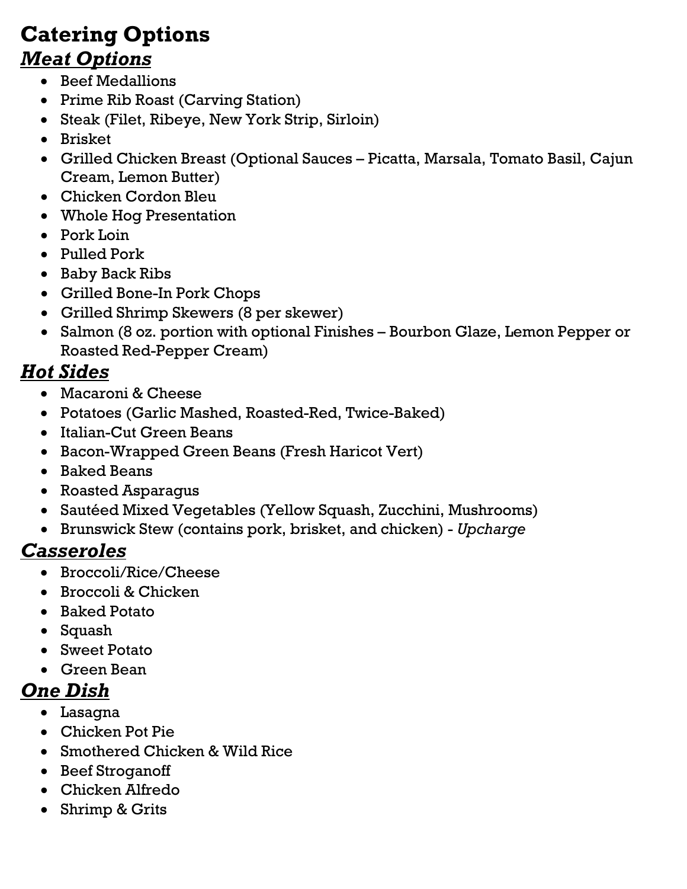# Catering Options

## ***Meat Options***

- Beef Medallions
- Prime Rib Roast (Carving Station)
- Steak (Filet, Ribeye, New York Strip, Sirloin)
- Brisket
- Grilled Chicken Breast (Optional Sauces – Picatta, Marsala, Tomato Basil, Cajun Cream, Lemon Butter)
- Chicken Cordon Bleu
- Whole Hog Presentation
- Pork Loin
- Pulled Pork
- Baby Back Ribs
- Grilled Bone-In Pork Chops
- Grilled Shrimp Skewers (8 per skewer)
- Salmon (8 oz. portion with optional Finishes – Bourbon Glaze, Lemon Pepper or Roasted Red-Pepper Cream)

## ***Hot Sides***

- Macaroni & Cheese
- Potatoes (Garlic Mashed, Roasted-Red, Twice-Baked)
- Italian-Cut Green Beans
- Bacon-Wrapped Green Beans (Fresh Haricot Vert)
- Baked Beans
- Roasted Asparagus
- Sautéed Mixed Vegetables (Yellow Squash, Zucchini, Mushrooms)
- Brunswick Stew (contains pork, brisket, and chicken) - *Upcharge*

## ***Casseroles***

- Broccoli/Rice/Cheese
- Broccoli & Chicken
- Baked Potato
- Squash
- Sweet Potato
- Green Bean

## ***One Dish***

- Lasagna
- Chicken Pot Pie
- Smothered Chicken & Wild Rice
- Beef Stroganoff
- Chicken Alfredo
- Shrimp & Grits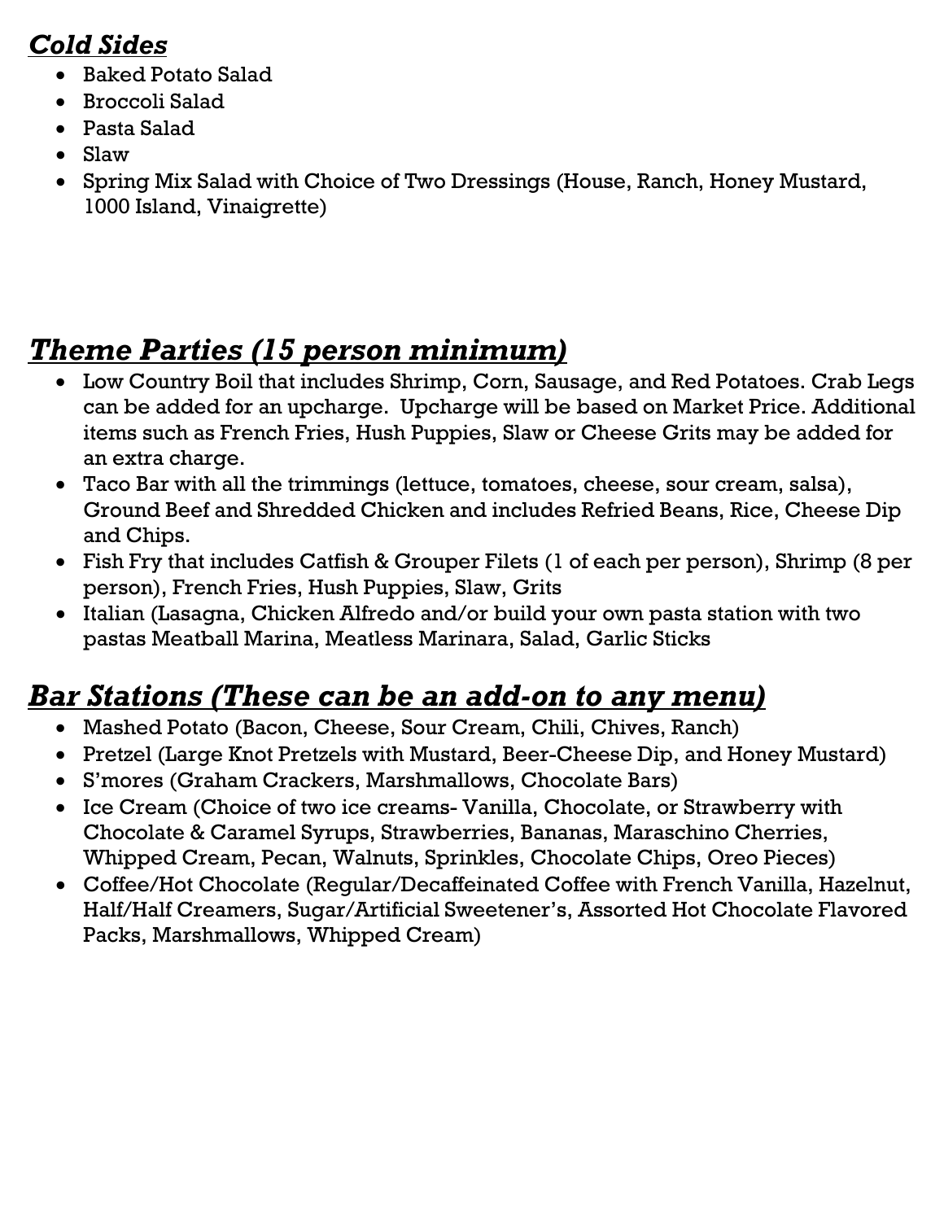## ***Cold Sides***

- Baked Potato Salad
- Broccoli Salad
- Pasta Salad
- Slaw
- Spring Mix Salad with Choice of Two Dressings (House, Ranch, Honey Mustard, 1000 Island, Vinaigrette)

## ***Theme Parties (15 person minimum)***

- Low Country Boil that includes Shrimp, Corn, Sausage, and Red Potatoes. Crab Legs can be added for an upcharge. Upcharge will be based on Market Price. Additional items such as French Fries, Hush Puppies, Slaw or Cheese Grits may be added for an extra charge.
- Taco Bar with all the trimmings (lettuce, tomatoes, cheese, sour cream, salsa), Ground Beef and Shredded Chicken and includes Refried Beans, Rice, Cheese Dip and Chips.
- Fish Fry that includes Catfish & Grouper Filets (1 of each per person), Shrimp (8 per person), French Fries, Hush Puppies, Slaw, Grits
- Italian (Lasagna, Chicken Alfredo and/or build your own pasta station with two pastas Meatball Marina, Meatless Marinara, Salad, Garlic Sticks

## ***Bar Stations (These can be an add-on to any menu)***

- Mashed Potato (Bacon, Cheese, Sour Cream, Chili, Chives, Ranch)
- Pretzel (Large Knot Pretzels with Mustard, Beer-Cheese Dip, and Honey Mustard)
- S'mores (Graham Crackers, Marshmallows, Chocolate Bars)
- Ice Cream (Choice of two ice creams- Vanilla, Chocolate, or Strawberry with Chocolate & Caramel Syrups, Strawberries, Bananas, Maraschino Cherries, Whipped Cream, Pecan, Walnuts, Sprinkles, Chocolate Chips, Oreo Pieces)
- Coffee/Hot Chocolate (Regular/Decaffeinated Coffee with French Vanilla, Hazelnut, Half/Half Creamers, Sugar/Artificial Sweetener's, Assorted Hot Chocolate Flavored Packs, Marshmallows, Whipped Cream)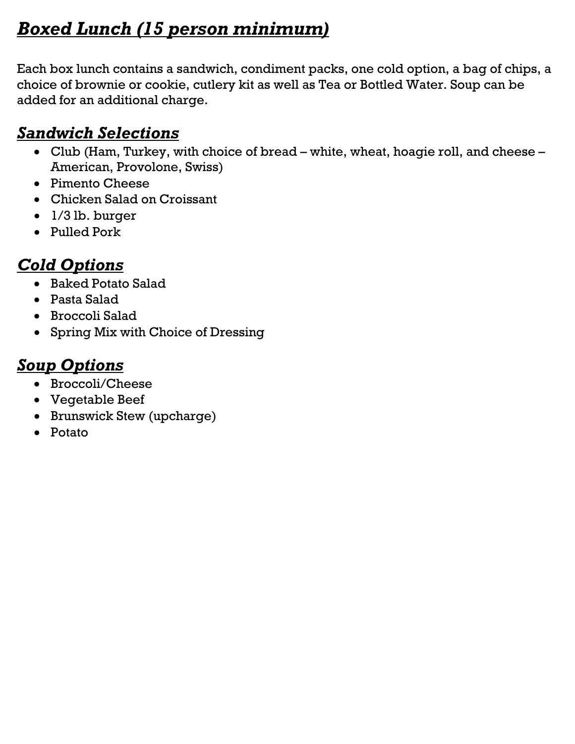## ***Boxed Lunch (15 person minimum)***

Each box lunch contains a sandwich, condiment packs, one cold option, a bag of chips, a choice of brownie or cookie, cutlery kit as well as Tea or Bottled Water. Soup can be added for an additional charge.

### ***Sandwich Selections***

- Club (Ham, Turkey, with choice of bread – white, wheat, hoagie roll, and cheese – American, Provolone, Swiss)
- Pimento Cheese
- Chicken Salad on Croissant
- 1/3 lb. burger
- Pulled Pork

### ***Cold Options***

- Baked Potato Salad
- Pasta Salad
- Broccoli Salad
- Spring Mix with Choice of Dressing

### ***Soup Options***

- Broccoli/Cheese
- Vegetable Beef
- Brunswick Stew (upcharge)
- Potato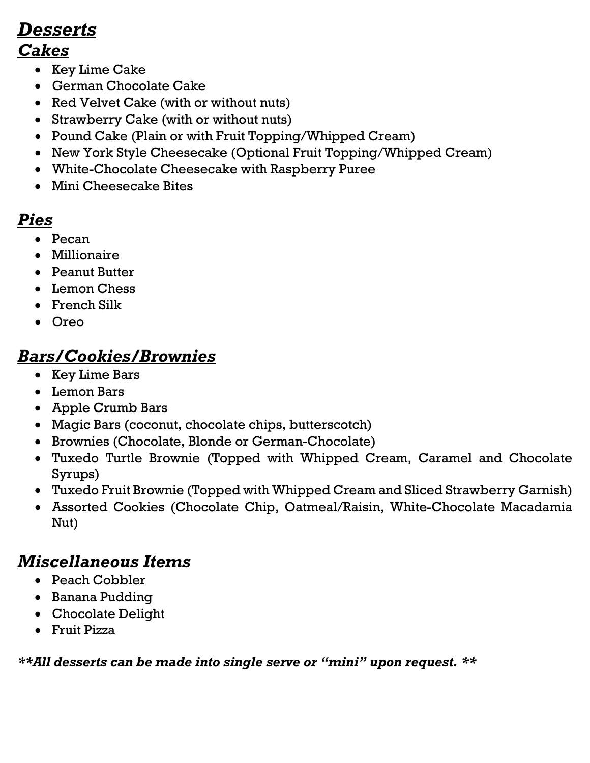# ***Desserts***

## ***Cakes***

- Key Lime Cake
- German Chocolate Cake
- Red Velvet Cake (with or without nuts)
- Strawberry Cake (with or without nuts)
- Pound Cake (Plain or with Fruit Topping/Whipped Cream)
- New York Style Cheesecake (Optional Fruit Topping/Whipped Cream)
- White-Chocolate Cheesecake with Raspberry Puree
- Mini Cheesecake Bites

## ***Pies***

- Pecan
- Millionaire
- Peanut Butter
- Lemon Chess
- French Silk
- Oreo

## ***Bars/Cookies/Brownies***

- Key Lime Bars
- Lemon Bars
- Apple Crumb Bars
- Magic Bars (coconut, chocolate chips, butterscotch)
- Brownies (Chocolate, Blonde or German-Chocolate)
- Tuxedo Turtle Brownie (Topped with Whipped Cream, Caramel and Chocolate Syrups)
- Tuxedo Fruit Brownie (Topped with Whipped Cream and Sliced Strawberry Garnish)
- Assorted Cookies (Chocolate Chip, Oatmeal/Raisin, White-Chocolate Macadamia Nut)

## ***Miscellaneous Items***

- Peach Cobbler
- Banana Pudding
- Chocolate Delight
- Fruit Pizza

***\*\*All desserts can be made into single serve or "mini" upon request. \*\****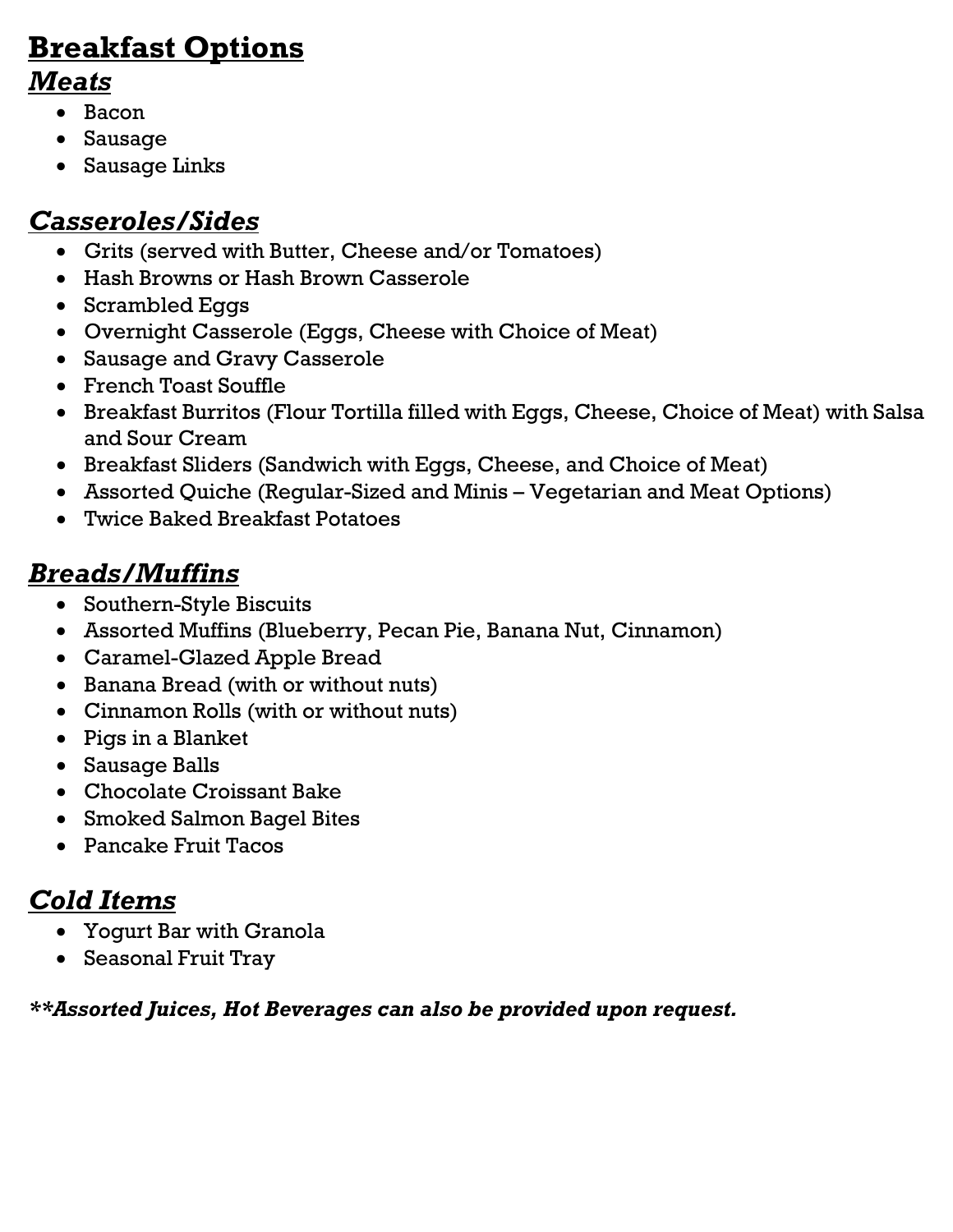# Breakdown Options

I need to re-read: title is "Breakfast Options".

# Breakfast Options

## *Meats*

- Bacon
- Sausage
- Sausage Links

## *Casseroles/Sides*

- Grits (served with Butter, Cheese and/or Tomatoes)
- Hash Browns or Hash Brown Casserole
- Scrambled Eggs
- Overnight Casserole (Eggs, Cheese with Choice of Meat)
- Sausage and Gravy Casserole
- French Toast Souffle
- Breakfast Burritos (Flour Tortilla filled with Eggs, Cheese, Choice of Meat) with Salsa and Sour Cream
- Breakfast Sliders (Sandwich with Eggs, Cheese, and Choice of Meat)
- Assorted Quiche (Regular-Sized and Minis – Vegetarian and Meat Options)
- Twice Baked Breakfast Potatoes

## *Breads/Muffins*

- Southern-Style Biscuits
- Assorted Muffins (Blueberry, Pecan Pie, Banana Nut, Cinnamon)
- Caramel-Glazed Apple Bread
- Banana Bread (with or without nuts)
- Cinnamon Rolls (with or without nuts)
- Pigs in a Blanket
- Sausage Balls
- Chocolate Croissant Bake
- Smoked Salmon Bagel Bites
- Pancake Fruit Tacos

## *Cold Items*

- Yogurt Bar with Granola
- Seasonal Fruit Tray

***\*\*Assorted Juices, Hot Beverages can also be provided upon request.***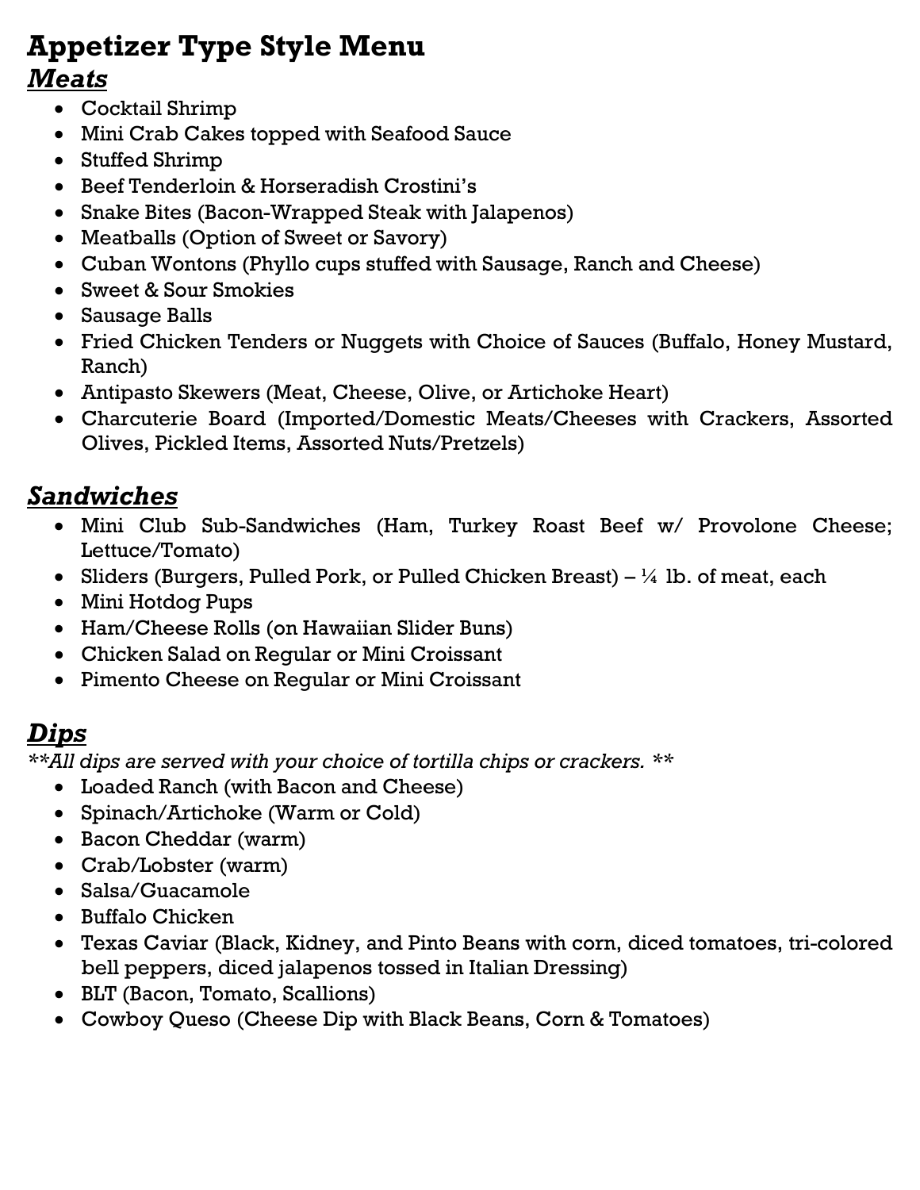# Appetizer Type Style Menu

## *Meats*

- Cocktail Shrimp
- Mini Crab Cakes topped with Seafood Sauce
- Stuffed Shrimp
- Beef Tenderloin & Horseradish Crostini's
- Snake Bites (Bacon-Wrapped Steak with Jalapenos)
- Meatballs (Option of Sweet or Savory)
- Cuban Wontons (Phyllo cups stuffed with Sausage, Ranch and Cheese)
- Sweet & Sour Smokies
- Sausage Balls
- Fried Chicken Tenders or Nuggets with Choice of Sauces (Buffalo, Honey Mustard, Ranch)
- Antipasto Skewers (Meat, Cheese, Olive, or Artichoke Heart)
- Charcuterie Board (Imported/Domestic Meats/Cheeses with Crackers, Assorted Olives, Pickled Items, Assorted Nuts/Pretzels)

## *Sandwiches*

- Mini Club Sub-Sandwiches (Ham, Turkey Roast Beef w/ Provolone Cheese; Lettuce/Tomato)
- Sliders (Burgers, Pulled Pork, or Pulled Chicken Breast) – ¼ lb. of meat, each
- Mini Hotdog Pups
- Ham/Cheese Rolls (on Hawaiian Slider Buns)
- Chicken Salad on Regular or Mini Croissant
- Pimento Cheese on Regular or Mini Croissant

## *Dips*

*\*\*All dips are served with your choice of tortilla chips or crackers. \*\**

- Loaded Ranch (with Bacon and Cheese)
- Spinach/Artichoke (Warm or Cold)
- Bacon Cheddar (warm)
- Crab/Lobster (warm)
- Salsa/Guacamole
- Buffalo Chicken
- Texas Caviar (Black, Kidney, and Pinto Beans with corn, diced tomatoes, tri-colored bell peppers, diced jalapenos tossed in Italian Dressing)
- BLT (Bacon, Tomato, Scallions)
- Cowboy Queso (Cheese Dip with Black Beans, Corn & Tomatoes)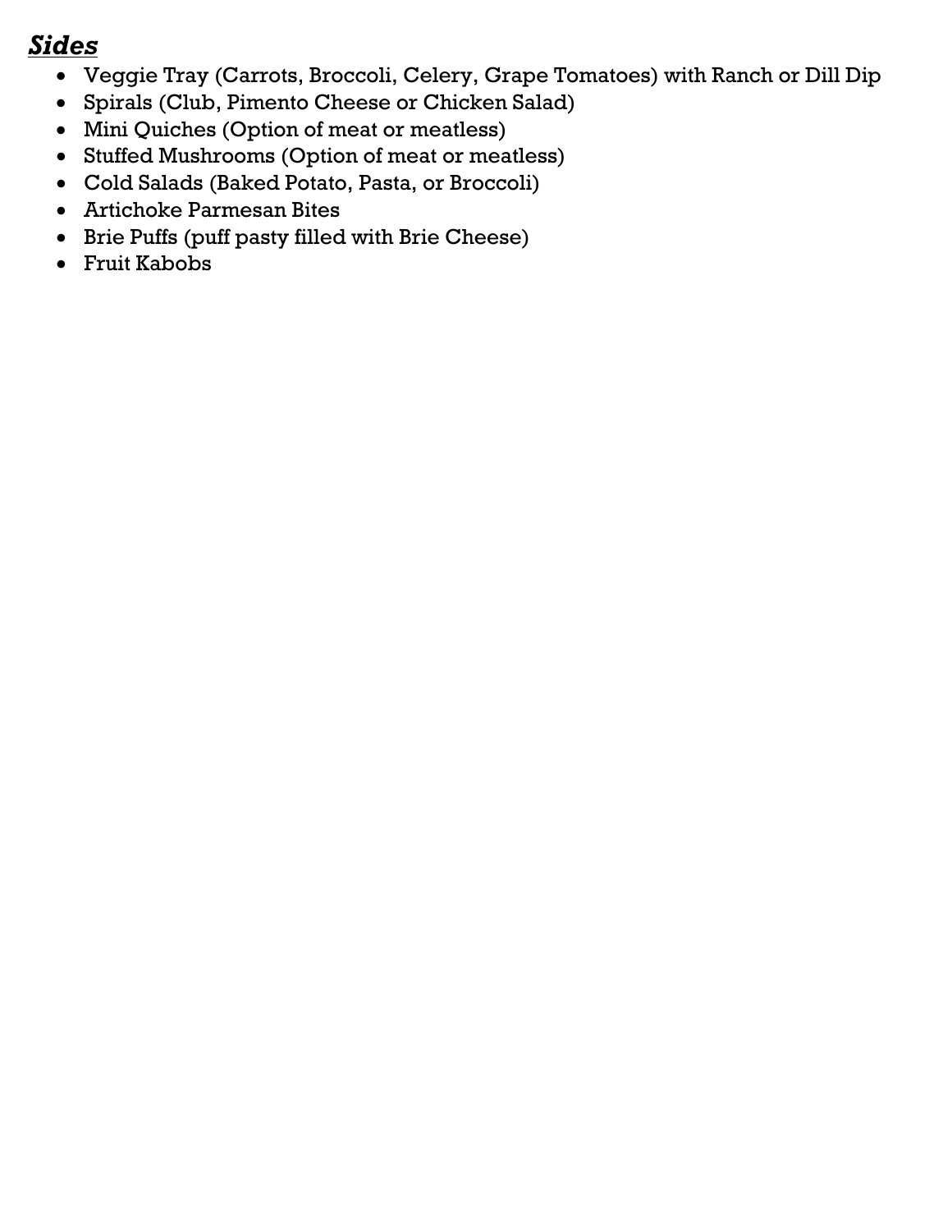## ***Sides***

- Veggie Tray (Carrots, Broccoli, Celery, Grape Tomatoes) with Ranch or Dill Dip
- Spirals (Club, Pimento Cheese or Chicken Salad)
- Mini Quiches (Option of meat or meatless)
- Stuffed Mushrooms (Option of meat or meatless)
- Cold Salads (Baked Potato, Pasta, or Broccoli)
- Artichoke Parmesan Bites
- Brie Puffs (puff pasty filled with Brie Cheese)
- Fruit Kabobs